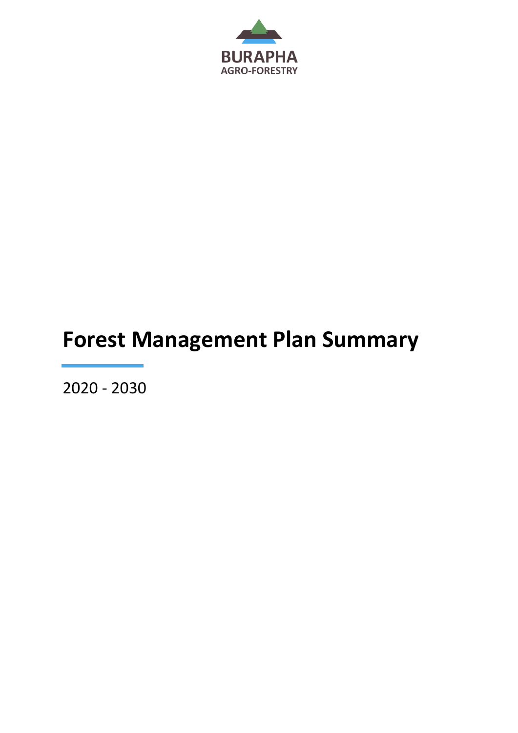BURAPHA
AGRO-FORESTRY

# Forest Management Plan Summary

2020 - 2030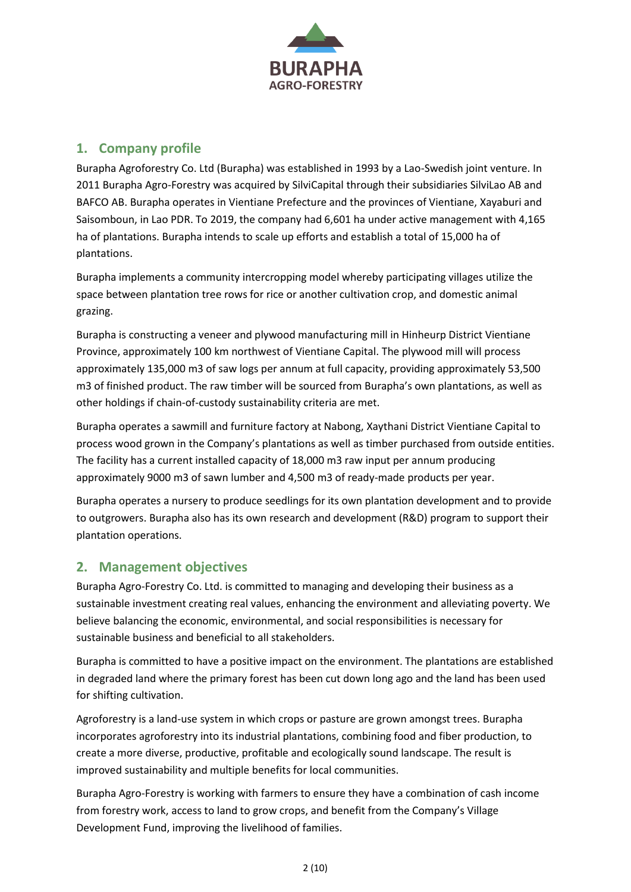## 1. Company profile

Burapha Agroforestry Co. Ltd (Burapha) was established in 1993 by a Lao-Swedish joint venture. In 2011 Burapha Agro-Forestry was acquired by SilviCapital through their subsidiaries SilviLao AB and BAFCO AB. Burapha operates in Vientiane Prefecture and the provinces of Vientiane, Xayaburi and Saisomboun, in Lao PDR. To 2019, the company had 6,601 ha under active management with 4,165 ha of plantations. Burapha intends to scale up efforts and establish a total of 15,000 ha of plantations.

Burapha implements a community intercropping model whereby participating villages utilize the space between plantation tree rows for rice or another cultivation crop, and domestic animal grazing.

Burapha is constructing a veneer and plywood manufacturing mill in Hinheurp District Vientiane Province, approximately 100 km northwest of Vientiane Capital. The plywood mill will process approximately 135,000 m3 of saw logs per annum at full capacity, providing approximately 53,500 m3 of finished product. The raw timber will be sourced from Burapha's own plantations, as well as other holdings if chain-of-custody sustainability criteria are met.

Burapha operates a sawmill and furniture factory at Nabong, Xaythani District Vientiane Capital to process wood grown in the Company's plantations as well as timber purchased from outside entities. The facility has a current installed capacity of 18,000 m3 raw input per annum producing approximately 9000 m3 of sawn lumber and 4,500 m3 of ready-made products per year.

Burapha operates a nursery to produce seedlings for its own plantation development and to provide to outgrowers. Burapha also has its own research and development (R&D) program to support their plantation operations.

## 2. Management objectives

Burapha Agro-Forestry Co. Ltd. is committed to managing and developing their business as a sustainable investment creating real values, enhancing the environment and alleviating poverty. We believe balancing the economic, environmental, and social responsibilities is necessary for sustainable business and beneficial to all stakeholders.

Burapha is committed to have a positive impact on the environment. The plantations are established in degraded land where the primary forest has been cut down long ago and the land has been used for shifting cultivation.

Agroforestry is a land-use system in which crops or pasture are grown amongst trees. Burapha incorporates agroforestry into its industrial plantations, combining food and fiber production, to create a more diverse, productive, profitable and ecologically sound landscape. The result is improved sustainability and multiple benefits for local communities.

Burapha Agro-Forestry is working with farmers to ensure they have a combination of cash income from forestry work, access to land to grow crops, and benefit from the Company's Village Development Fund, improving the livelihood of families.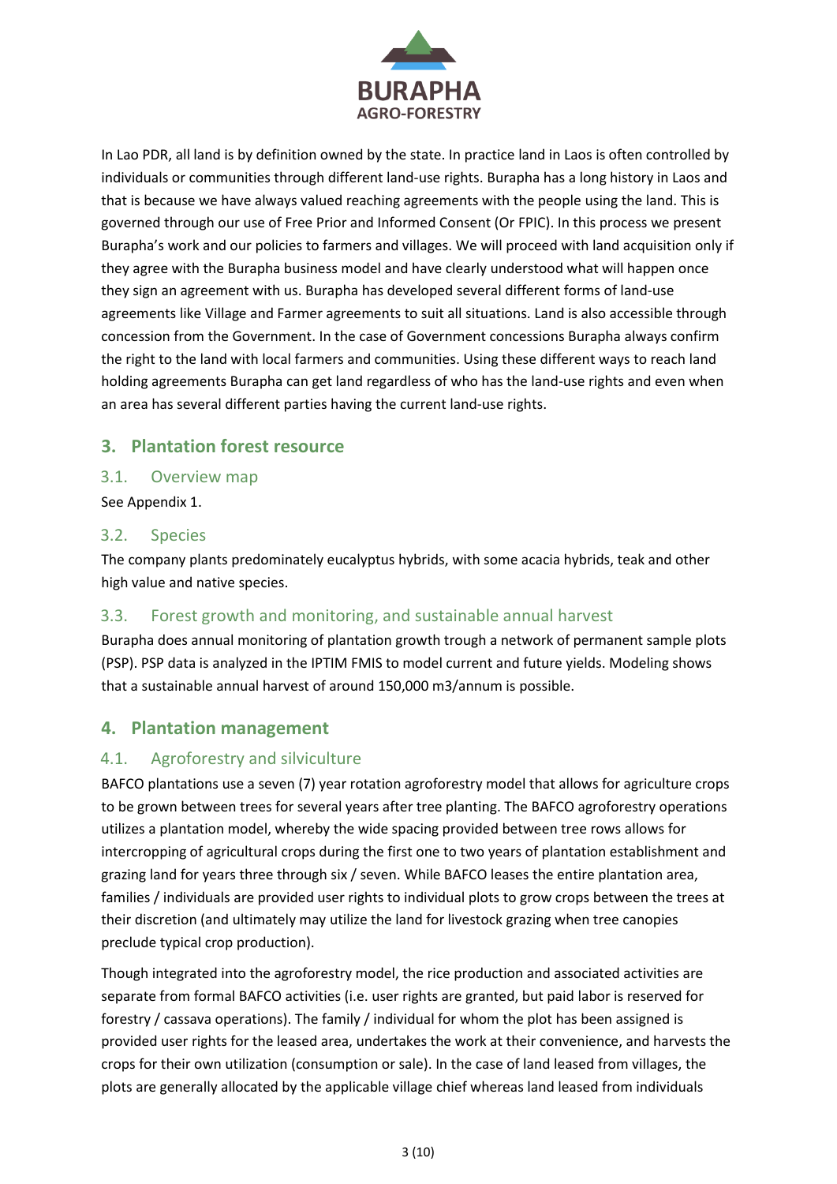In Lao PDR, all land is by definition owned by the state. In practice land in Laos is often controlled by individuals or communities through different land-use rights. Burapha has a long history in Laos and that is because we have always valued reaching agreements with the people using the land. This is governed through our use of Free Prior and Informed Consent (Or FPIC). In this process we present Burapha's work and our policies to farmers and villages. We will proceed with land acquisition only if they agree with the Burapha business model and have clearly understood what will happen once they sign an agreement with us. Burapha has developed several different forms of land-use agreements like Village and Farmer agreements to suit all situations. Land is also accessible through concession from the Government. In the case of Government concessions Burapha always confirm the right to the land with local farmers and communities. Using these different ways to reach land holding agreements Burapha can get land regardless of who has the land-use rights and even when an area has several different parties having the current land-use rights.

## 3. Plantation forest resource

### 3.1. Overview map

See Appendix 1.

### 3.2. Species

The company plants predominately eucalyptus hybrids, with some acacia hybrids, teak and other high value and native species.

### 3.3. Forest growth and monitoring, and sustainable annual harvest

Burapha does annual monitoring of plantation growth trough a network of permanent sample plots (PSP). PSP data is analyzed in the IPTIM FMIS to model current and future yields. Modeling shows that a sustainable annual harvest of around 150,000 m3/annum is possible.

## 4. Plantation management

### 4.1. Agroforestry and silviculture

BAFCO plantations use a seven (7) year rotation agroforestry model that allows for agriculture crops to be grown between trees for several years after tree planting. The BAFCO agroforestry operations utilizes a plantation model, whereby the wide spacing provided between tree rows allows for intercropping of agricultural crops during the first one to two years of plantation establishment and grazing land for years three through six / seven. While BAFCO leases the entire plantation area, families / individuals are provided user rights to individual plots to grow crops between the trees at their discretion (and ultimately may utilize the land for livestock grazing when tree canopies preclude typical crop production).

Though integrated into the agroforestry model, the rice production and associated activities are separate from formal BAFCO activities (i.e. user rights are granted, but paid labor is reserved for forestry / cassava operations). The family / individual for whom the plot has been assigned is provided user rights for the leased area, undertakes the work at their convenience, and harvests the crops for their own utilization (consumption or sale). In the case of land leased from villages, the plots are generally allocated by the applicable village chief whereas land leased from individuals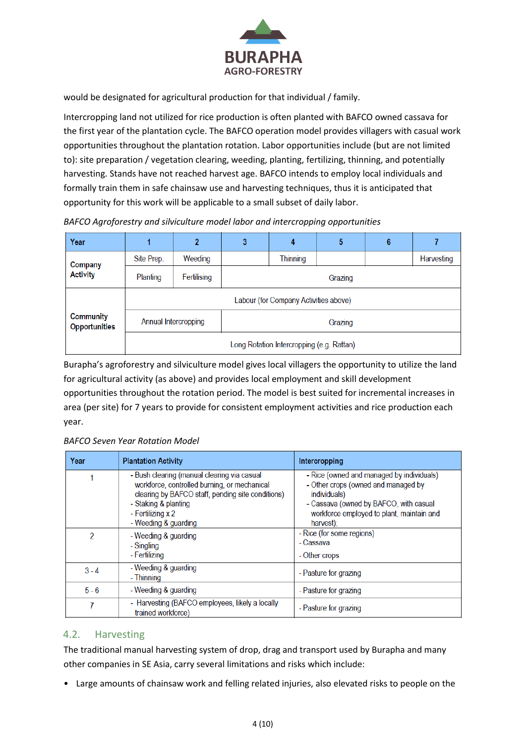would be designated for agricultural production for that individual / family.

Intercropping land not utilized for rice production is often planted with BAFCO owned cassava for the first year of the plantation cycle. The BAFCO operation model provides villagers with casual work opportunities throughout the plantation rotation. Labor opportunities include (but are not limited to): site preparation / vegetation clearing, weeding, planting, fertilizing, thinning, and potentially harvesting. Stands have not reached harvest age. BAFCO intends to employ local individuals and formally train them in safe chainsaw use and harvesting techniques, thus it is anticipated that opportunity for this work will be applicable to a small subset of daily labor.

*BAFCO Agroforestry and silviculture model labor and intercropping opportunities*

| Year | 1 | 2 | 3 | 4 | 5 | 6 | 7 |
|---|---|---|---|---|---|---|---|
| Company Activity | Site Prep. | Weeding | | Thinning | | | Harvesting |
| | Planting | Fertilising | Grazing | | | | |
| Community Opportunities | Labour (for Company Activities above) | | | | | | |
| | Annual Intercropping | | Grazing | | | | |
| | Long Rotation Intercropping (e.g. Rattan) | | | | | | |

Burapha's agroforestry and silviculture model gives local villagers the opportunity to utilize the land for agricultural activity (as above) and provides local employment and skill development opportunities throughout the rotation period. The model is best suited for incremental increases in area (per site) for 7 years to provide for consistent employment activities and rice production each year.

*BAFCO Seven Year Rotation Model*

| Year | Plantation Activity | Intercropping |
|---|---|---|
| 1 | - Bush clearing (manual clearing via casual workforce, controlled burning, or mechanical clearing by BAFCO staff, pending site conditions)<br>- Staking & planting<br>- Fertilizing x 2<br>- Weeding & guarding | - Rice (owned and managed by individuals)<br>- Other crops (owned and managed by individuals)<br>- Cassava (owned by BAFCO, with casual workforce employed to plant, maintain and harvest); |
| 2 | - Weeding & guarding<br>- Singling<br>- Fertilizing | - Rice (for some regions)<br>- Cassava<br>- Other crops |
| 3 - 4 | - Weeding & guarding<br>- Thinning | - Pasture for grazing |
| 5 - 6 | - Weeding & guarding | - Pasture for grazing |
| 7 | - Harvesting (BAFCO employees, likely a locally trained workforce) | - Pasture for grazing |

## 4.2. Harvesting

The traditional manual harvesting system of drop, drag and transport used by Burapha and many other companies in SE Asia, carry several limitations and risks which include:

- Large amounts of chainsaw work and felling related injuries, also elevated risks to people on the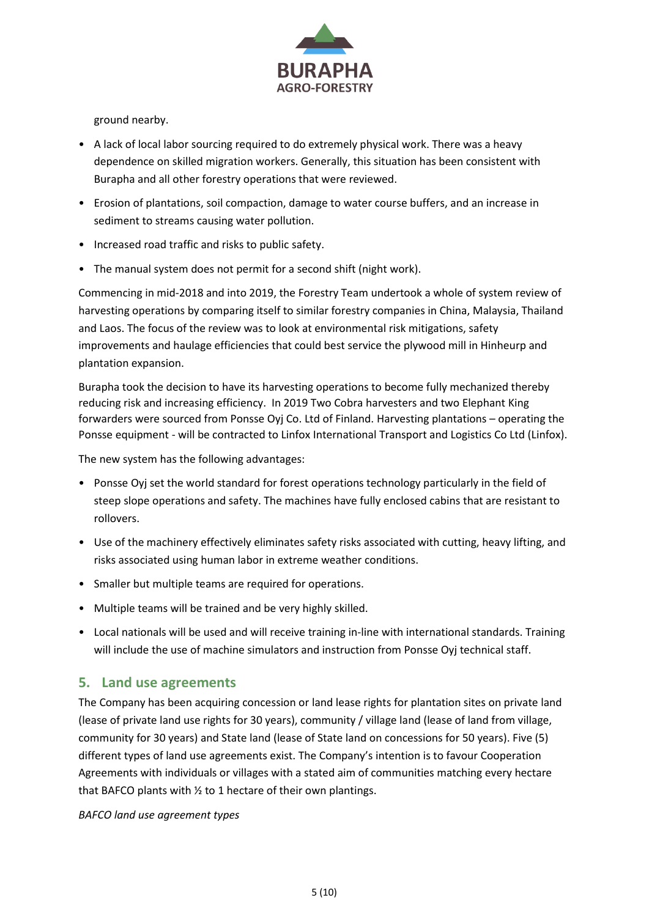ground nearby.

- A lack of local labor sourcing required to do extremely physical work. There was a heavy dependence on skilled migration workers. Generally, this situation has been consistent with Burapha and all other forestry operations that were reviewed.
- Erosion of plantations, soil compaction, damage to water course buffers, and an increase in sediment to streams causing water pollution.
- Increased road traffic and risks to public safety.
- The manual system does not permit for a second shift (night work).

Commencing in mid-2018 and into 2019, the Forestry Team undertook a whole of system review of harvesting operations by comparing itself to similar forestry companies in China, Malaysia, Thailand and Laos. The focus of the review was to look at environmental risk mitigations, safety improvements and haulage efficiencies that could best service the plywood mill in Hinheurp and plantation expansion.

Burapha took the decision to have its harvesting operations to become fully mechanized thereby reducing risk and increasing efficiency. In 2019 Two Cobra harvesters and two Elephant King forwarders were sourced from Ponsse Oyj Co. Ltd of Finland. Harvesting plantations – operating the Ponsse equipment - will be contracted to Linfox International Transport and Logistics Co Ltd (Linfox).

The new system has the following advantages:

- Ponsse Oyj set the world standard for forest operations technology particularly in the field of steep slope operations and safety. The machines have fully enclosed cabins that are resistant to rollovers.
- Use of the machinery effectively eliminates safety risks associated with cutting, heavy lifting, and risks associated using human labor in extreme weather conditions.
- Smaller but multiple teams are required for operations.
- Multiple teams will be trained and be very highly skilled.
- Local nationals will be used and will receive training in-line with international standards. Training will include the use of machine simulators and instruction from Ponsse Oyj technical staff.

## 5. Land use agreements

The Company has been acquiring concession or land lease rights for plantation sites on private land (lease of private land use rights for 30 years), community / village land (lease of land from village, community for 30 years) and State land (lease of State land on concessions for 50 years). Five (5) different types of land use agreements exist. The Company's intention is to favour Cooperation Agreements with individuals or villages with a stated aim of communities matching every hectare that BAFCO plants with ½ to 1 hectare of their own plantings.

*BAFCO land use agreement types*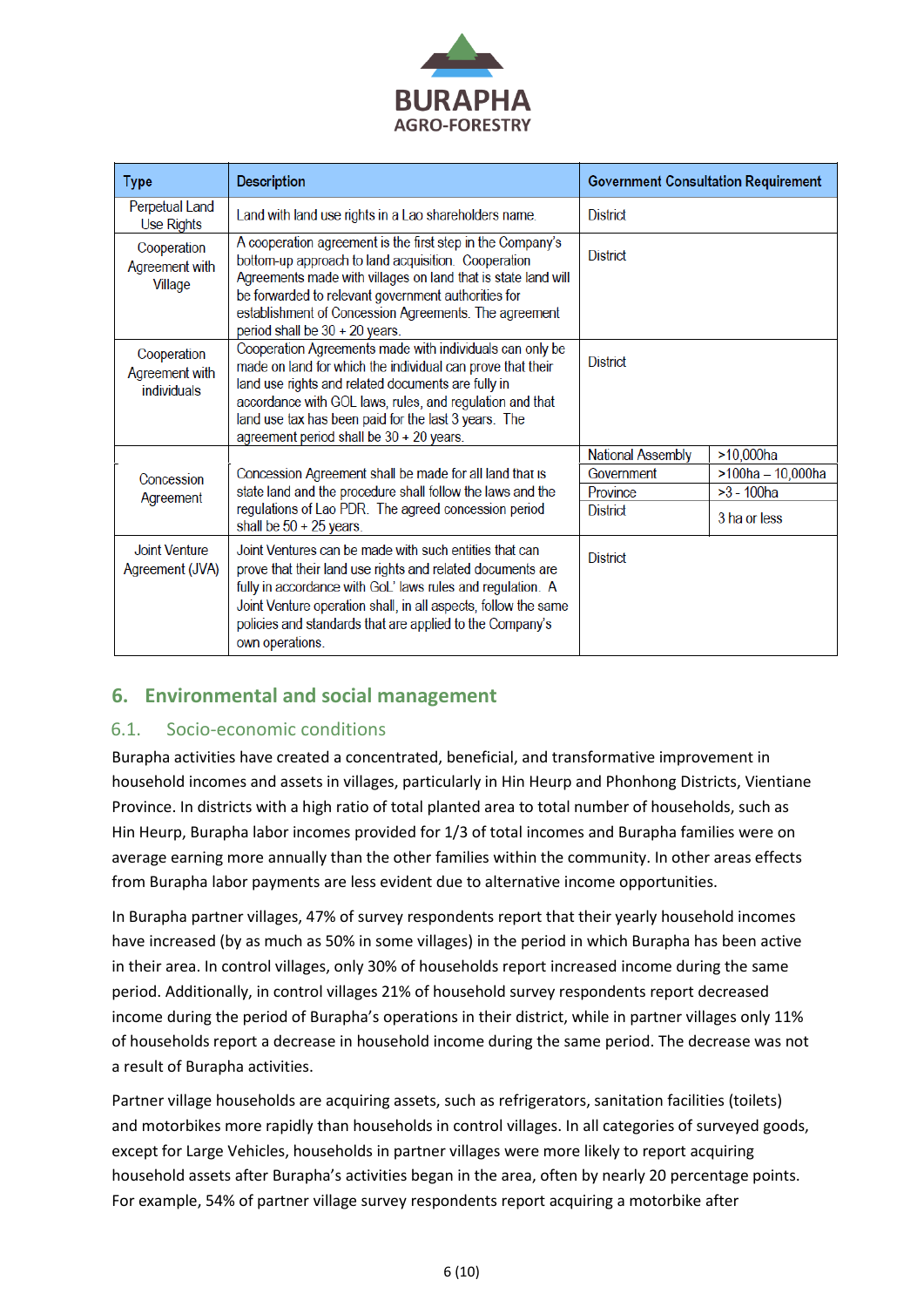| Type | Description | Government Consultation Requirement | |
|---|---|---|---|
| Perpetual Land Use Rights | Land with land use rights in a Lao shareholders name. | District | |
| Cooperation Agreement with Village | A cooperation agreement is the first step in the Company's bottom-up approach to land acquisition. Cooperation Agreements made with villages on land that is state land will be forwarded to relevant government authorities for establishment of Concession Agreements. The agreement period shall be 30 + 20 years. | District | |
| Cooperation Agreement with individuals | Cooperation Agreements made with individuals can only be made on land for which the individual can prove that their land use rights and related documents are fully in accordance with GOL laws, rules, and regulation and that land use tax has been paid for the last 3 years. The agreement period shall be 30 + 20 years. | District | |
| Concession Agreement | Concession Agreement shall be made for all land that is state land and the procedure shall follow the laws and the regulations of Lao PDR. The agreed concession period shall be 50 + 25 years. | National Assembly | >10,000ha |
| | | Government | >100ha – 10,000ha |
| | | Province | >3 - 100ha |
| | | District | 3 ha or less |
| Joint Venture Agreement (JVA) | Joint Ventures can be made with such entities that can prove that their land use rights and related documents are fully in accordance with GoL' laws rules and regulation. A Joint Venture operation shall, in all aspects, follow the same policies and standards that are applied to the Company's own operations. | District | |

## 6. Environmental and social management

### 6.1. Socio-economic conditions

Burapha activities have created a concentrated, beneficial, and transformative improvement in household incomes and assets in villages, particularly in Hin Heurp and Phonhong Districts, Vientiane Province. In districts with a high ratio of total planted area to total number of households, such as Hin Heurp, Burapha labor incomes provided for 1/3 of total incomes and Burapha families were on average earning more annually than the other families within the community. In other areas effects from Burapha labor payments are less evident due to alternative income opportunities.

In Burapha partner villages, 47% of survey respondents report that their yearly household incomes have increased (by as much as 50% in some villages) in the period in which Burapha has been active in their area. In control villages, only 30% of households report increased income during the same period. Additionally, in control villages 21% of household survey respondents report decreased income during the period of Burapha's operations in their district, while in partner villages only 11% of households report a decrease in household income during the same period. The decrease was not a result of Burapha activities.

Partner village households are acquiring assets, such as refrigerators, sanitation facilities (toilets) and motorbikes more rapidly than households in control villages. In all categories of surveyed goods, except for Large Vehicles, households in partner villages were more likely to report acquiring household assets after Burapha's activities began in the area, often by nearly 20 percentage points. For example, 54% of partner village survey respondents report acquiring a motorbike after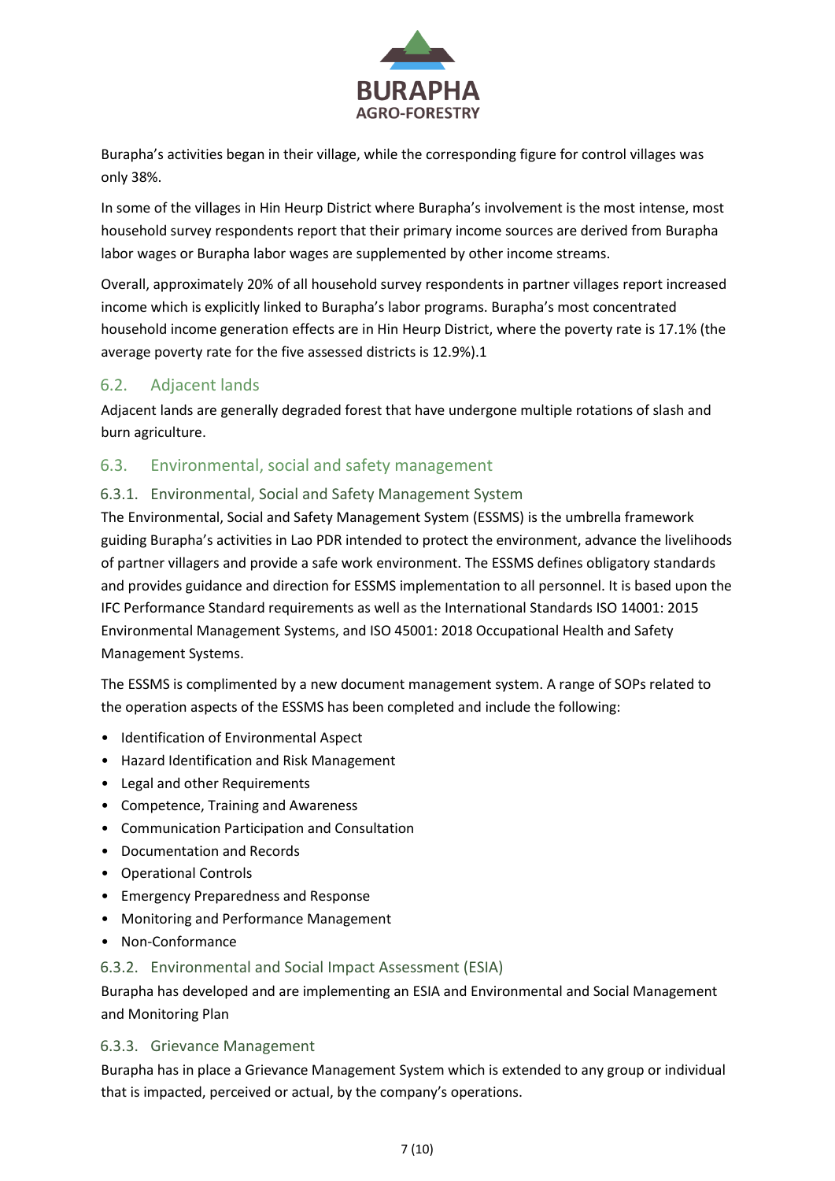Burapha's activities began in their village, while the corresponding figure for control villages was only 38%.

In some of the villages in Hin Heurp District where Burapha's involvement is the most intense, most household survey respondents report that their primary income sources are derived from Burapha labor wages or Burapha labor wages are supplemented by other income streams.

Overall, approximately 20% of all household survey respondents in partner villages report increased income which is explicitly linked to Burapha's labor programs. Burapha's most concentrated household income generation effects are in Hin Heurp District, where the poverty rate is 17.1% (the average poverty rate for the five assessed districts is 12.9%).1

## 6.2. Adjacent lands

Adjacent lands are generally degraded forest that have undergone multiple rotations of slash and burn agriculture.

## 6.3. Environmental, social and safety management

### 6.3.1. Environmental, Social and Safety Management System

The Environmental, Social and Safety Management System (ESSMS) is the umbrella framework guiding Burapha's activities in Lao PDR intended to protect the environment, advance the livelihoods of partner villagers and provide a safe work environment. The ESSMS defines obligatory standards and provides guidance and direction for ESSMS implementation to all personnel. It is based upon the IFC Performance Standard requirements as well as the International Standards ISO 14001: 2015 Environmental Management Systems, and ISO 45001: 2018 Occupational Health and Safety Management Systems.

The ESSMS is complimented by a new document management system. A range of SOPs related to the operation aspects of the ESSMS has been completed and include the following:

- Identification of Environmental Aspect
- Hazard Identification and Risk Management
- Legal and other Requirements
- Competence, Training and Awareness
- Communication Participation and Consultation
- Documentation and Records
- Operational Controls
- Emergency Preparedness and Response
- Monitoring and Performance Management
- Non-Conformance

### 6.3.2. Environmental and Social Impact Assessment (ESIA)

Burapha has developed and are implementing an ESIA and Environmental and Social Management and Monitoring Plan

### 6.3.3. Grievance Management

Burapha has in place a Grievance Management System which is extended to any group or individual that is impacted, perceived or actual, by the company's operations.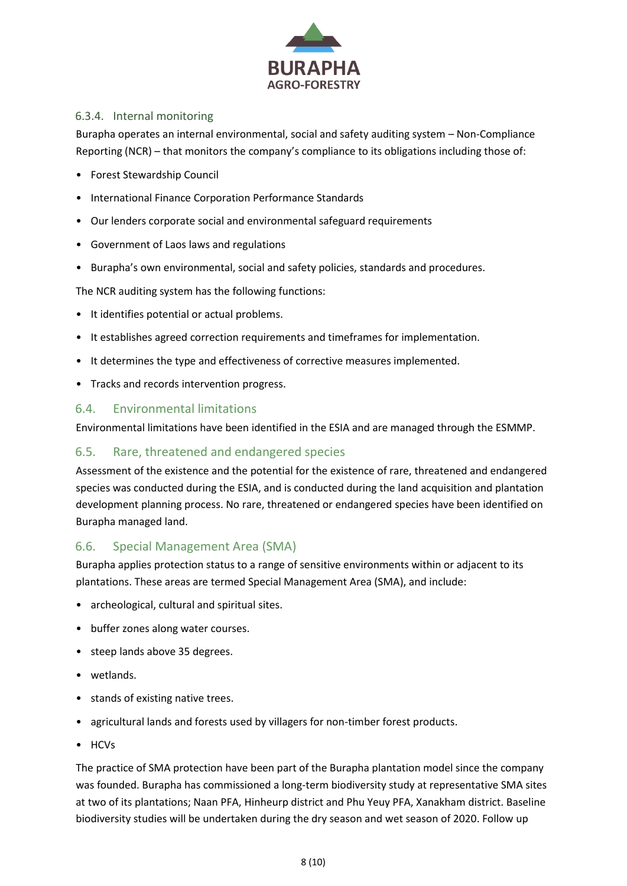#### 6.3.4. Internal monitoring

Burapha operates an internal environmental, social and safety auditing system – Non-Compliance Reporting (NCR) – that monitors the company's compliance to its obligations including those of:

- Forest Stewardship Council
- International Finance Corporation Performance Standards
- Our lenders corporate social and environmental safeguard requirements
- Government of Laos laws and regulations
- Burapha's own environmental, social and safety policies, standards and procedures.

The NCR auditing system has the following functions:

- It identifies potential or actual problems.
- It establishes agreed correction requirements and timeframes for implementation.
- It determines the type and effectiveness of corrective measures implemented.
- Tracks and records intervention progress.

### 6.4. Environmental limitations

Environmental limitations have been identified in the ESIA and are managed through the ESMMP.

### 6.5. Rare, threatened and endangered species

Assessment of the existence and the potential for the existence of rare, threatened and endangered species was conducted during the ESIA, and is conducted during the land acquisition and plantation development planning process. No rare, threatened or endangered species have been identified on Burapha managed land.

### 6.6. Special Management Area (SMA)

Burapha applies protection status to a range of sensitive environments within or adjacent to its plantations. These areas are termed Special Management Area (SMA), and include:

- archeological, cultural and spiritual sites.
- buffer zones along water courses.
- steep lands above 35 degrees.
- wetlands.
- stands of existing native trees.
- agricultural lands and forests used by villagers for non-timber forest products.
- HCVs

The practice of SMA protection have been part of the Burapha plantation model since the company was founded. Burapha has commissioned a long-term biodiversity study at representative SMA sites at two of its plantations; Naan PFA, Hinheurp district and Phu Yeuy PFA, Xanakham district. Baseline biodiversity studies will be undertaken during the dry season and wet season of 2020. Follow up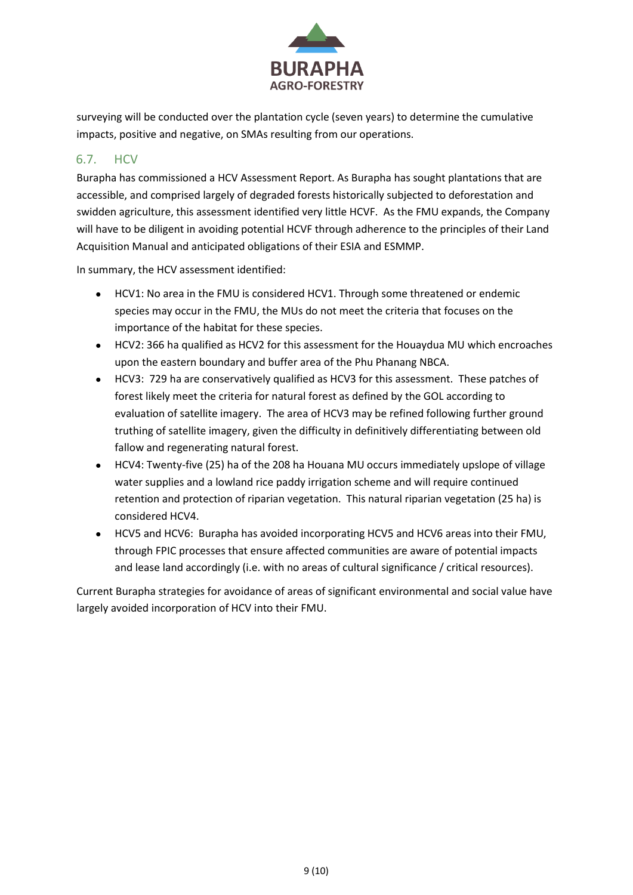surveying will be conducted over the plantation cycle (seven years) to determine the cumulative impacts, positive and negative, on SMAs resulting from our operations.

## 6.7. HCV

Burapha has commissioned a HCV Assessment Report. As Burapha has sought plantations that are accessible, and comprised largely of degraded forests historically subjected to deforestation and swidden agriculture, this assessment identified very little HCVF. As the FMU expands, the Company will have to be diligent in avoiding potential HCVF through adherence to the principles of their Land Acquisition Manual and anticipated obligations of their ESIA and ESMMP.

In summary, the HCV assessment identified:

- HCV1: No area in the FMU is considered HCV1. Through some threatened or endemic species may occur in the FMU, the MUs do not meet the criteria that focuses on the importance of the habitat for these species.
- HCV2: 366 ha qualified as HCV2 for this assessment for the Houaydua MU which encroaches upon the eastern boundary and buffer area of the Phu Phanang NBCA.
- HCV3: 729 ha are conservatively qualified as HCV3 for this assessment. These patches of forest likely meet the criteria for natural forest as defined by the GOL according to evaluation of satellite imagery. The area of HCV3 may be refined following further ground truthing of satellite imagery, given the difficulty in definitively differentiating between old fallow and regenerating natural forest.
- HCV4: Twenty-five (25) ha of the 208 ha Houana MU occurs immediately upslope of village water supplies and a lowland rice paddy irrigation scheme and will require continued retention and protection of riparian vegetation. This natural riparian vegetation (25 ha) is considered HCV4.
- HCV5 and HCV6: Burapha has avoided incorporating HCV5 and HCV6 areas into their FMU, through FPIC processes that ensure affected communities are aware of potential impacts and lease land accordingly (i.e. with no areas of cultural significance / critical resources).

Current Burapha strategies for avoidance of areas of significant environmental and social value have largely avoided incorporation of HCV into their FMU.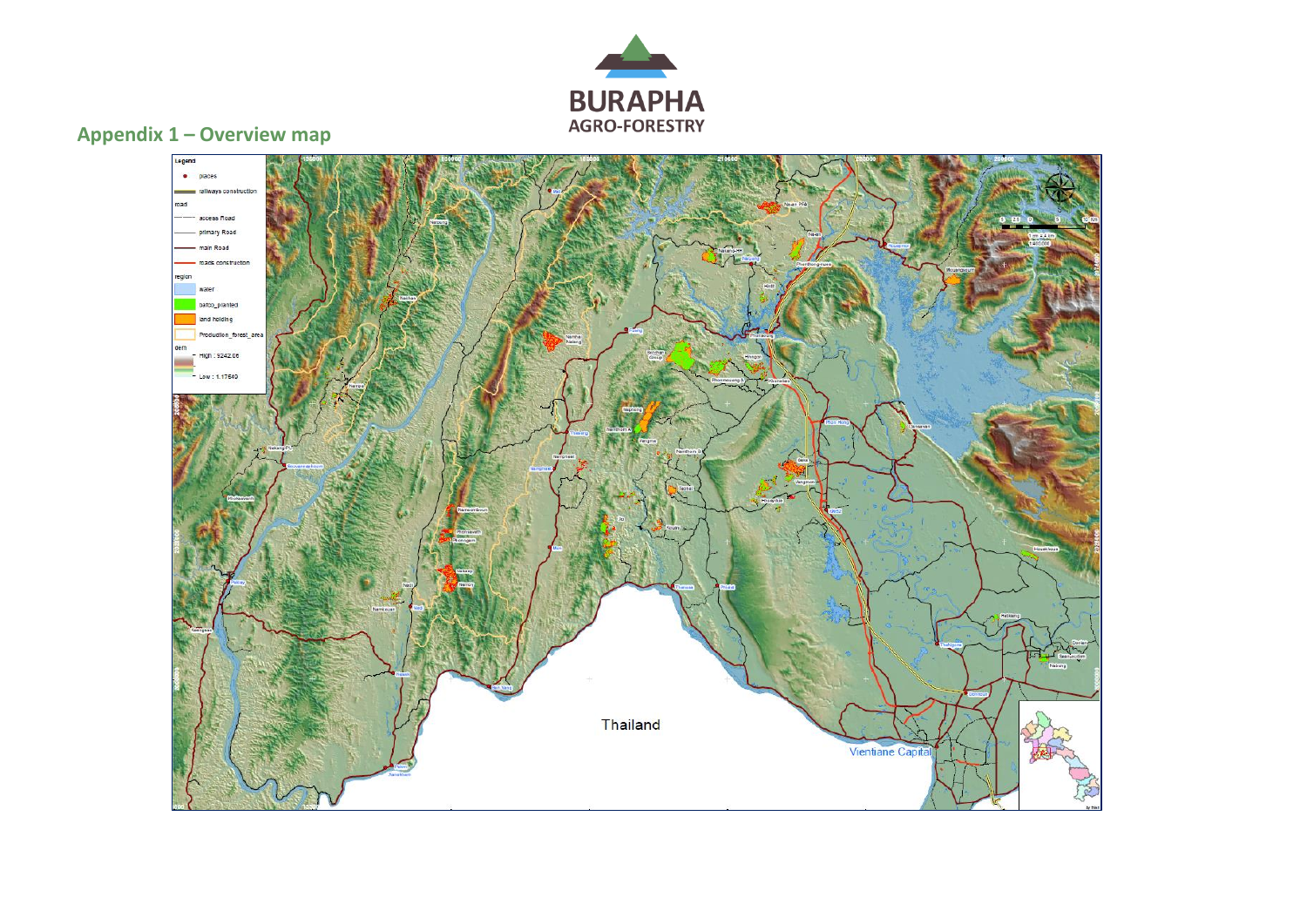BURAPHA AGRO-FORESTRY

## Appendix 1 – Overview map

Legend

places

railways construction

road

access Road

primary Road

main Road

roads construction

region

water

batch_planted

land holding

Production_forest_area

dem

High : 9242.06

Low : 1.17540

Thailand

Vientiane Capital